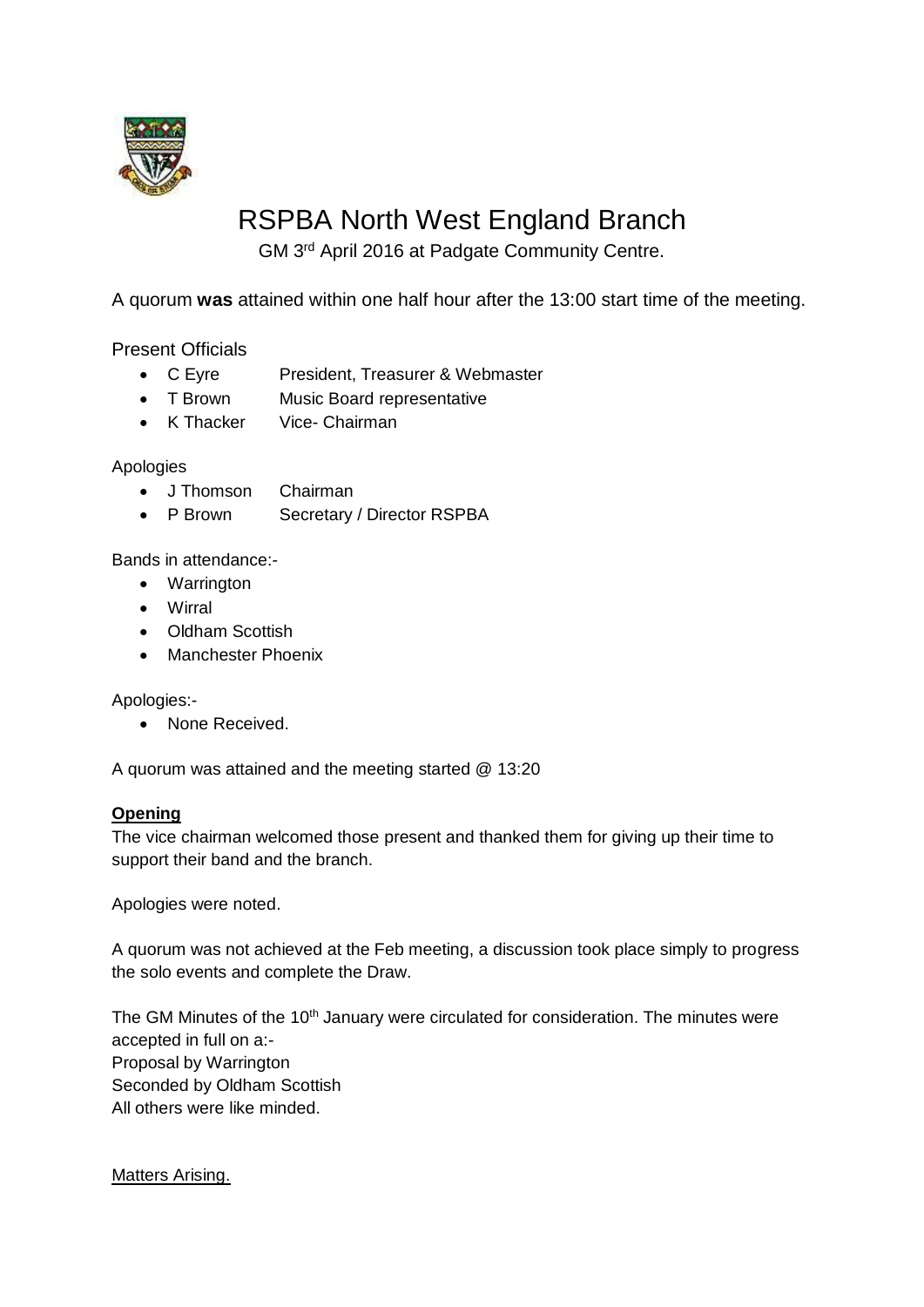# RSPBA North West England Branch

GM 3rd April 2016 at Padgate Community Centre.

A quorum **was** attained within one half hour after the 13:00 start time of the meeting.

Present Officials

- C Eyre  President, Treasurer & Webmaster
- T Brown  Music Board representative
- K Thacker  Vice- Chairman

Apologies

- J Thomson  Chairman
- P Brown  Secretary / Director RSPBA

Bands in attendance:-

- Warrington
- Wirral
- Oldham Scottish
- Manchester Phoenix

Apologies:-

- None Received.

A quorum was attained and the meeting started @ 13:20

**Opening**

The vice chairman welcomed those present and thanked them for giving up their time to support their band and the branch.

Apologies were noted.

A quorum was not achieved at the Feb meeting, a discussion took place simply to progress the solo events and complete the Draw.

The GM Minutes of the 10th January were circulated for consideration. The minutes were accepted in full on a:-
Proposal by Warrington
Seconded by Oldham Scottish
All others were like minded.

Matters Arising.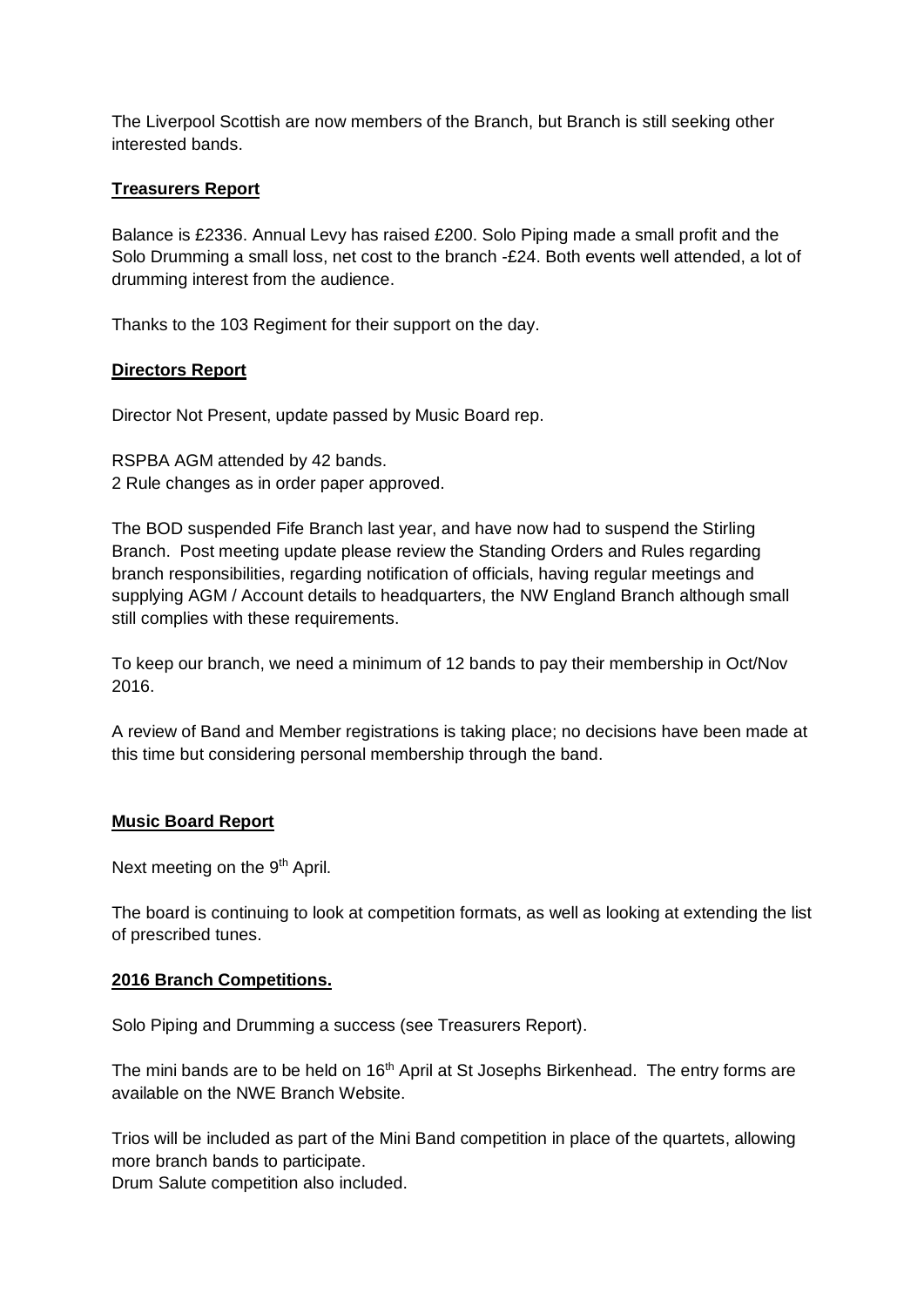The Liverpool Scottish are now members of the Branch, but Branch is still seeking other interested bands.

**Treasurers Report**

Balance is £2336. Annual Levy has raised £200. Solo Piping made a small profit and the Solo Drumming a small loss, net cost to the branch -£24. Both events well attended, a lot of drumming interest from the audience.

Thanks to the 103 Regiment for their support on the day.

**Directors Report**

Director Not Present, update passed by Music Board rep.

RSPBA AGM attended by 42 bands.
2 Rule changes as in order paper approved.

The BOD suspended Fife Branch last year, and have now had to suspend the Stirling Branch. Post meeting update please review the Standing Orders and Rules regarding branch responsibilities, regarding notification of officials, having regular meetings and supplying AGM / Account details to headquarters, the NW England Branch although small still complies with these requirements.

To keep our branch, we need a minimum of 12 bands to pay their membership in Oct/Nov 2016.

A review of Band and Member registrations is taking place; no decisions have been made at this time but considering personal membership through the band.

**Music Board Report**

Next meeting on the 9th April.

The board is continuing to look at competition formats, as well as looking at extending the list of prescribed tunes.

**2016 Branch Competitions.**

Solo Piping and Drumming a success (see Treasurers Report).

The mini bands are to be held on 16th April at St Josephs Birkenhead. The entry forms are available on the NWE Branch Website.

Trios will be included as part of the Mini Band competition in place of the quartets, allowing more branch bands to participate.
Drum Salute competition also included.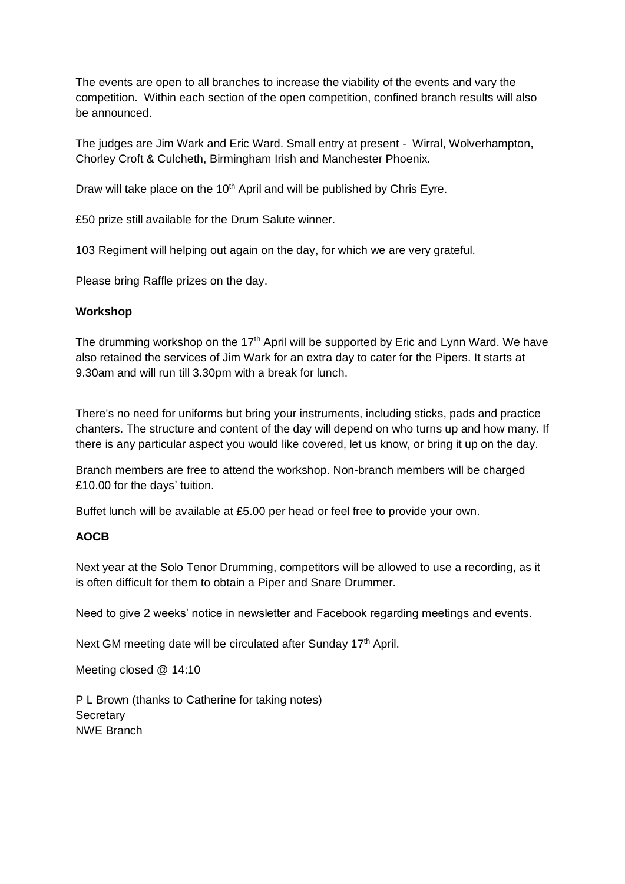The events are open to all branches to increase the viability of the events and vary the competition. Within each section of the open competition, confined branch results will also be announced.

The judges are Jim Wark and Eric Ward. Small entry at present - Wirral, Wolverhampton, Chorley Croft & Culcheth, Birmingham Irish and Manchester Phoenix.

Draw will take place on the 10th April and will be published by Chris Eyre.

£50 prize still available for the Drum Salute winner.

103 Regiment will helping out again on the day, for which we are very grateful.

Please bring Raffle prizes on the day.

**Workshop**

The drumming workshop on the 17th April will be supported by Eric and Lynn Ward. We have also retained the services of Jim Wark for an extra day to cater for the Pipers. It starts at 9.30am and will run till 3.30pm with a break for lunch.

There's no need for uniforms but bring your instruments, including sticks, pads and practice chanters. The structure and content of the day will depend on who turns up and how many. If there is any particular aspect you would like covered, let us know, or bring it up on the day.

Branch members are free to attend the workshop. Non-branch members will be charged £10.00 for the days' tuition.

Buffet lunch will be available at £5.00 per head or feel free to provide your own.

**AOCB**

Next year at the Solo Tenor Drumming, competitors will be allowed to use a recording, as it is often difficult for them to obtain a Piper and Snare Drummer.

Need to give 2 weeks' notice in newsletter and Facebook regarding meetings and events.

Next GM meeting date will be circulated after Sunday 17th April.

Meeting closed @ 14:10

P L Brown (thanks to Catherine for taking notes)
Secretary
NWE Branch